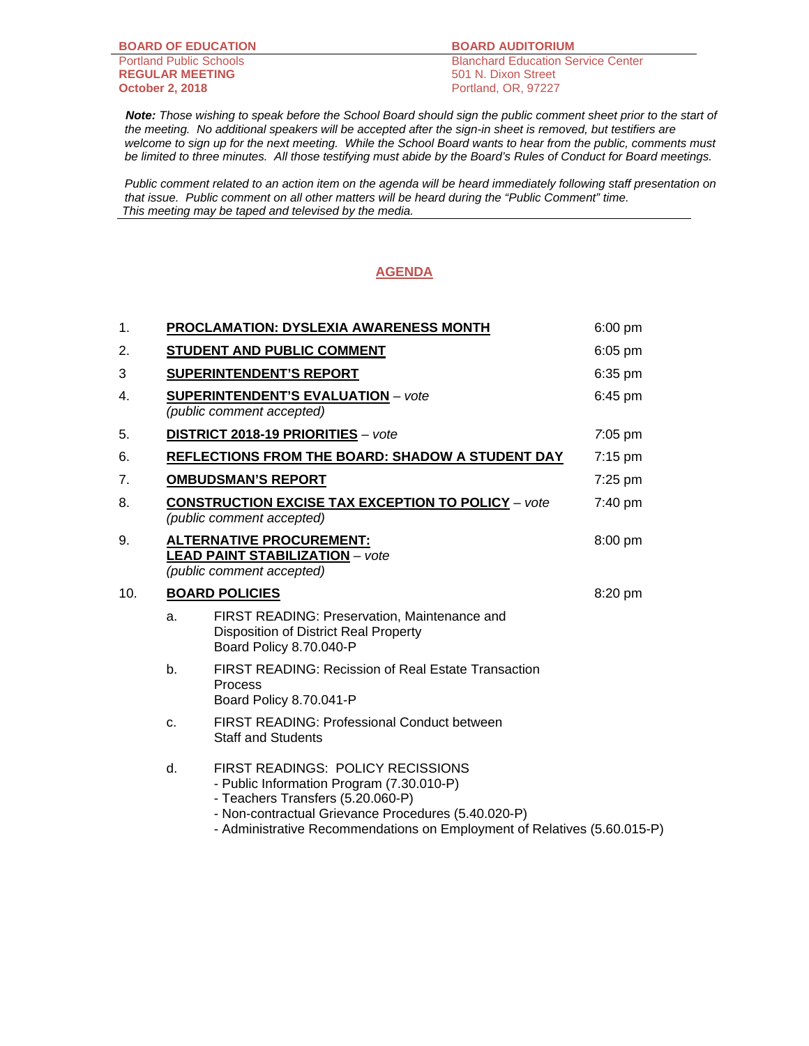**BOARD OF EDUCATION**
Portland Public Schools
**REGULAR MEETING**
**October 2, 2018**

**BOARD AUDITORIUM**
Blanchard Education Service Center
501 N. Dixon Street
Portland, OR, 97227

***Note:*** *Those wishing to speak before the School Board should sign the public comment sheet prior to the start of the meeting. No additional speakers will be accepted after the sign-in sheet is removed, but testifiers are welcome to sign up for the next meeting. While the School Board wants to hear from the public, comments must be limited to three minutes. All those testifying must abide by the Board's Rules of Conduct for Board meetings.*

*Public comment related to an action item on the agenda will be heard immediately following staff presentation on that issue. Public comment on all other matters will be heard during the "Public Comment" time. This meeting may be taped and televised by the media.*

# AGENDA

| | | |
|---|---|---|
| 1. | **PROCLAMATION: DYSLEXIA AWARENESS MONTH** | 6:00 pm |
| 2. | **STUDENT AND PUBLIC COMMENT** | 6:05 pm |
| 3 | **SUPERINTENDENT'S REPORT** | 6:35 pm |
| 4. | **SUPERINTENDENT'S EVALUATION** – *vote* *(public comment accepted)* | 6:45 pm |
| 5. | **DISTRICT 2018-19 PRIORITIES** – *vote* | 7:05 pm |
| 6. | **REFLECTIONS FROM THE BOARD: SHADOW A STUDENT DAY** | 7:15 pm |
| 7. | **OMBUDSMAN'S REPORT** | 7:25 pm |
| 8. | **CONSTRUCTION EXCISE TAX EXCEPTION TO POLICY** – *vote* *(public comment accepted)* | 7:40 pm |
| 9. | **ALTERNATIVE PROCUREMENT: LEAD PAINT STABILIZATION** – *vote* *(public comment accepted)* | 8:00 pm |
| 10. | **BOARD POLICIES** | 8:20 pm |

a. FIRST READING: Preservation, Maintenance and Disposition of District Real Property
Board Policy 8.70.040-P

b. FIRST READING: Recission of Real Estate Transaction Process
Board Policy 8.70.041-P

c. FIRST READING: Professional Conduct between Staff and Students

d. FIRST READINGS: POLICY RECISSIONS
- Public Information Program (7.30.010-P)
- Teachers Transfers (5.20.060-P)
- Non-contractual Grievance Procedures (5.40.020-P)
- Administrative Recommendations on Employment of Relatives (5.60.015-P)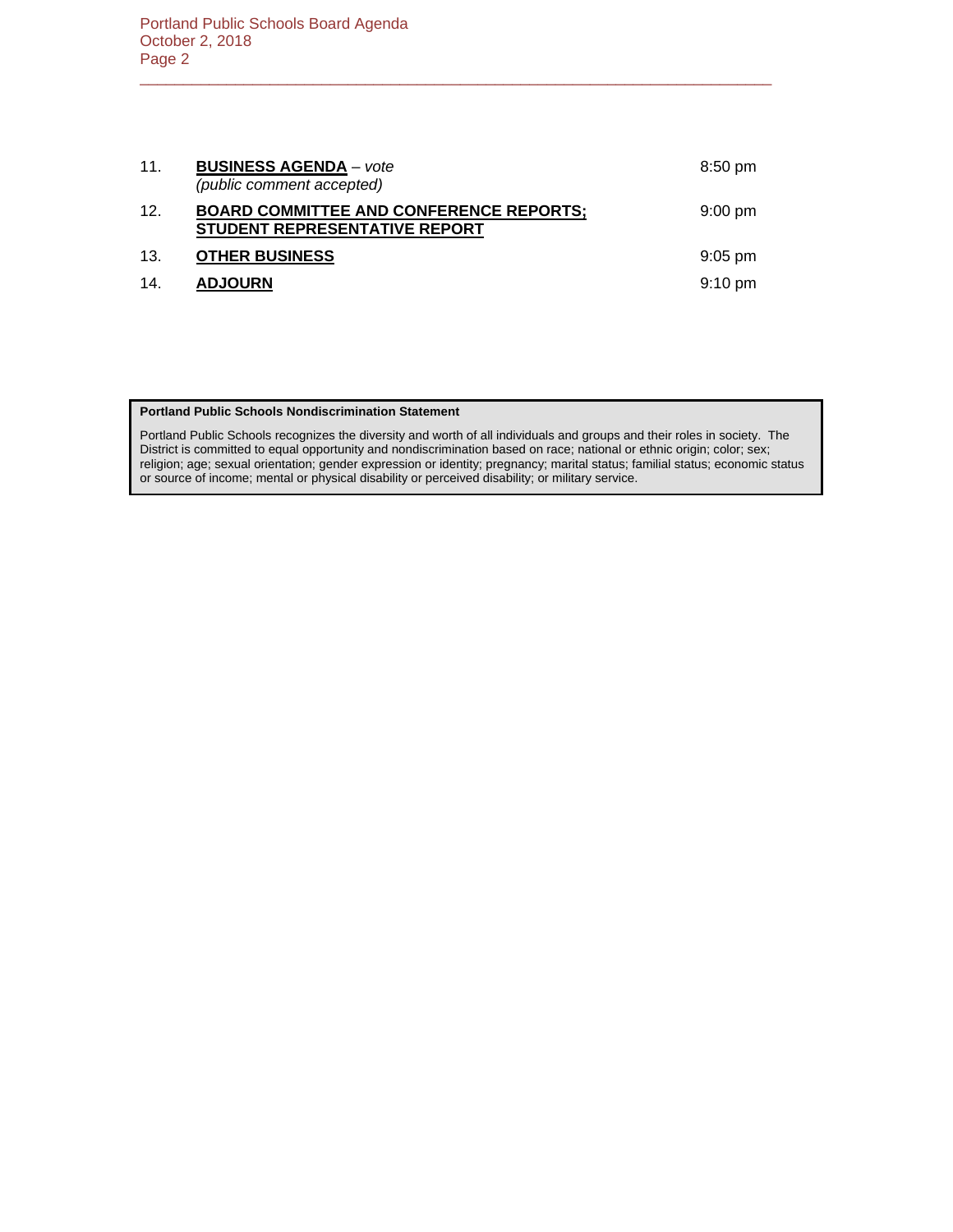| | | |
|---|---|---|
| 11. | **BUSINESS AGENDA** – *vote* *(public comment accepted)* | 8:50 pm |
| 12. | **BOARD COMMITTEE AND CONFERENCE REPORTS; STUDENT REPRESENTATIVE REPORT** | 9:00 pm |
| 13. | **OTHER BUSINESS** | 9:05 pm |
| 14. | **ADJOURN** | 9:10 pm |

**Portland Public Schools Nondiscrimination Statement**

Portland Public Schools recognizes the diversity and worth of all individuals and groups and their roles in society. The District is committed to equal opportunity and nondiscrimination based on race; national or ethnic origin; color; sex; religion; age; sexual orientation; gender expression or identity; pregnancy; marital status; familial status; economic status or source of income; mental or physical disability or perceived disability; or military service.